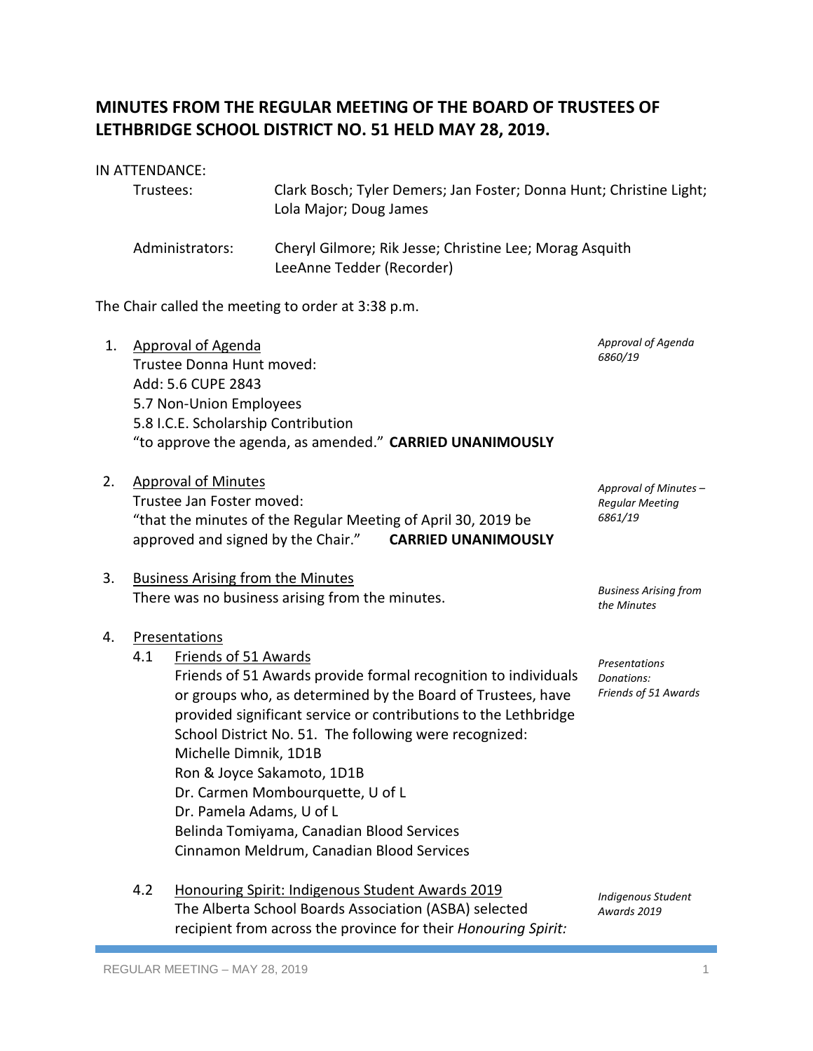# MINUTES FROM THE REGULAR MEETING OF THE BOARD OF TRUSTEES OF LETHBRIDGE SCHOOL DISTRICT NO. 51 HELD MAY 28, 2019.

IN ATTENDANCE:

Trustees: Clark Bosch; Tyler Demers; Jan Foster; Donna Hunt; Christine Light; Lola Major; Doug James

Administrators: Cheryl Gilmore; Rik Jesse; Christine Lee; Morag Asquith LeeAnne Tedder (Recorder)

The Chair called the meeting to order at 3:38 p.m.

1. <u>Approval of Agenda</u>

   *Approval of Agenda 6860/19*

   Trustee Donna Hunt moved:
   Add: 5.6 CUPE 2843
   5.7 Non-Union Employees
   5.8 I.C.E. Scholarship Contribution
   "to approve the agenda, as amended." **CARRIED UNANIMOUSLY**

2. <u>Approval of Minutes</u>

   *Approval of Minutes – Regular Meeting 6861/19*

   Trustee Jan Foster moved:
   "that the minutes of the Regular Meeting of April 30, 2019 be approved and signed by the Chair." **CARRIED UNANIMOUSLY**

3. <u>Business Arising from the Minutes</u>

   *Business Arising from the Minutes*

   There was no business arising from the minutes.

4. <u>Presentations</u>

   4.1 <u>Friends of 51 Awards</u>

   *Presentations Donations: Friends of 51 Awards*

   Friends of 51 Awards provide formal recognition to individuals or groups who, as determined by the Board of Trustees, have provided significant service or contributions to the Lethbridge School District No. 51. The following were recognized:
   Michelle Dimnik, 1D1B
   Ron & Joyce Sakamoto, 1D1B
   Dr. Carmen Mombourquette, U of L
   Dr. Pamela Adams, U of L
   Belinda Tomiyama, Canadian Blood Services
   Cinnamon Meldrum, Canadian Blood Services

   4.2 <u>Honouring Spirit: Indigenous Student Awards 2019</u>

   *Indigenous Student Awards 2019*

   The Alberta School Boards Association (ASBA) selected recipient from across the province for their *Honouring Spirit:*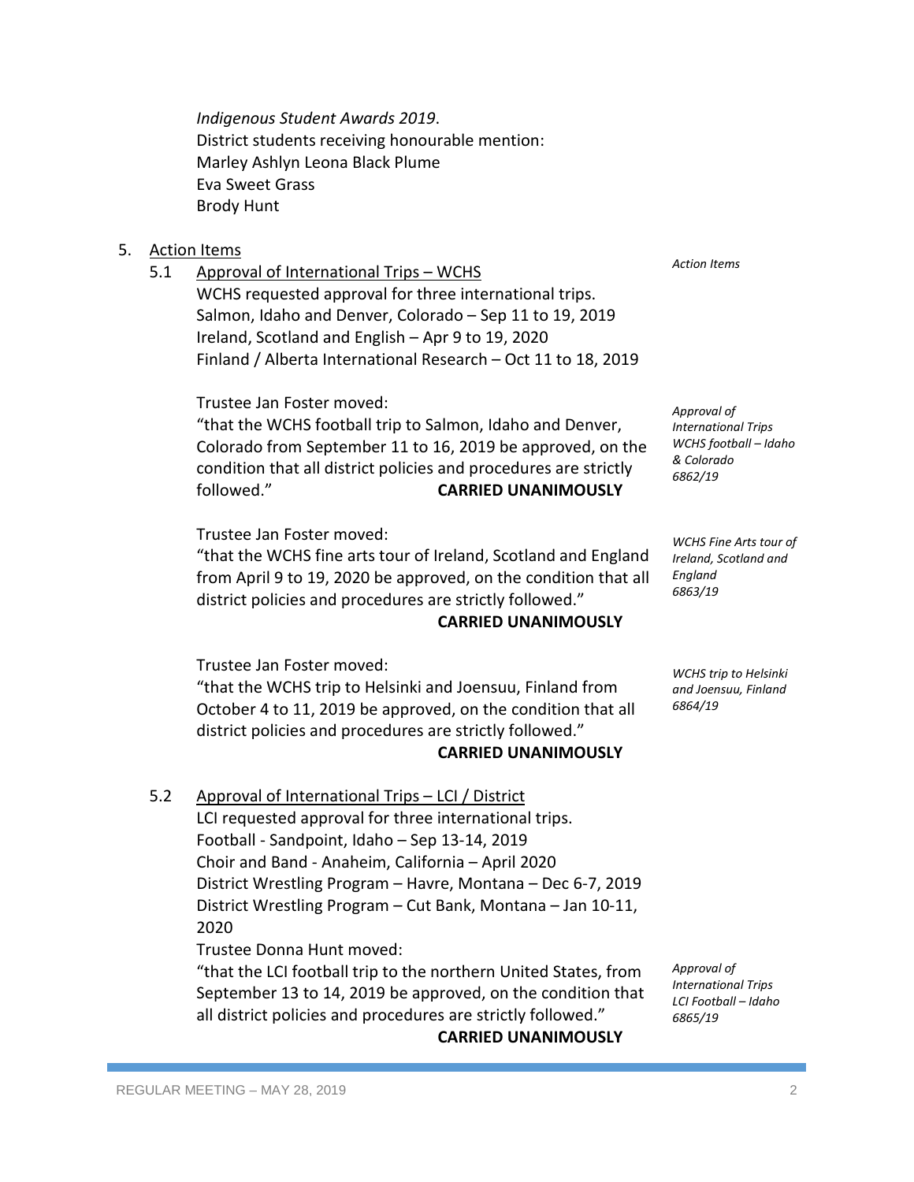*Indigenous Student Awards 2019*.
District students receiving honourable mention:
Marley Ashlyn Leona Black Plume
Eva Sweet Grass
Brody Hunt

5. Action Items

*Action Items*

5.1 Approval of International Trips – WCHS

WCHS requested approval for three international trips.
Salmon, Idaho and Denver, Colorado – Sep 11 to 19, 2019
Ireland, Scotland and English – Apr 9 to 19, 2020
Finland / Alberta International Research – Oct 11 to 18, 2019

*Approval of International Trips WCHS football – Idaho & Colorado 6862/19*

Trustee Jan Foster moved:
"that the WCHS football trip to Salmon, Idaho and Denver, Colorado from September 11 to 16, 2019 be approved, on the condition that all district policies and procedures are strictly followed." **CARRIED UNANIMOUSLY**

*WCHS Fine Arts tour of Ireland, Scotland and England 6863/19*

Trustee Jan Foster moved:
"that the WCHS fine arts tour of Ireland, Scotland and England from April 9 to 19, 2020 be approved, on the condition that all district policies and procedures are strictly followed."
**CARRIED UNANIMOUSLY**

*WCHS trip to Helsinki and Joensuu, Finland 6864/19*

Trustee Jan Foster moved:
"that the WCHS trip to Helsinki and Joensuu, Finland from October 4 to 11, 2019 be approved, on the condition that all district policies and procedures are strictly followed."
**CARRIED UNANIMOUSLY**

5.2 Approval of International Trips – LCI / District

LCI requested approval for three international trips.
Football - Sandpoint, Idaho – Sep 13-14, 2019
Choir and Band - Anaheim, California – April 2020
District Wrestling Program – Havre, Montana – Dec 6-7, 2019
District Wrestling Program – Cut Bank, Montana – Jan 10-11, 2020

*Approval of International Trips LCI Football – Idaho 6865/19*

Trustee Donna Hunt moved:
"that the LCI football trip to the northern United States, from September 13 to 14, 2019 be approved, on the condition that all district policies and procedures are strictly followed."
**CARRIED UNANIMOUSLY**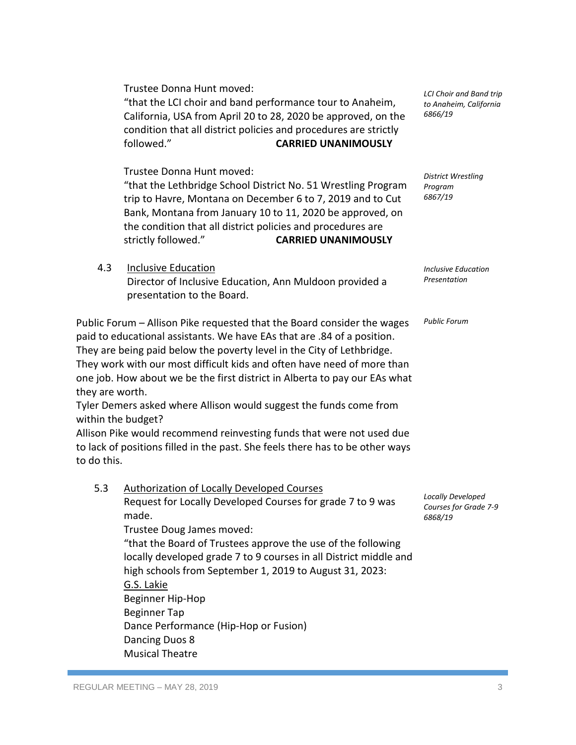Trustee Donna Hunt moved:
"that the LCI choir and band performance tour to Anaheim, California, USA from April 20 to 28, 2020 be approved, on the condition that all district policies and procedures are strictly followed." **CARRIED UNANIMOUSLY**

*LCI Choir and Band trip to Anaheim, California 6866/19*

Trustee Donna Hunt moved:
"that the Lethbridge School District No. 51 Wrestling Program trip to Havre, Montana on December 6 to 7, 2019 and to Cut Bank, Montana from January 10 to 11, 2020 be approved, on the condition that all district policies and procedures are strictly followed." **CARRIED UNANIMOUSLY**

*District Wrestling Program 6867/19*

4.3 Inclusive Education
Director of Inclusive Education, Ann Muldoon provided a presentation to the Board.

*Inclusive Education Presentation*

Public Forum – Allison Pike requested that the Board consider the wages paid to educational assistants. We have EAs that are .84 of a position. They are being paid below the poverty level in the City of Lethbridge. They work with our most difficult kids and often have need of more than one job. How about we be the first district in Alberta to pay our EAs what they are worth.

*Public Forum*

Tyler Demers asked where Allison would suggest the funds come from within the budget?

Allison Pike would recommend reinvesting funds that were not used due to lack of positions filled in the past. She feels there has to be other ways to do this.

5.3 Authorization of Locally Developed Courses
Request for Locally Developed Courses for grade 7 to 9 was made.

*Locally Developed Courses for Grade 7-9 6868/19*

Trustee Doug James moved:
"that the Board of Trustees approve the use of the following locally developed grade 7 to 9 courses in all District middle and high schools from September 1, 2019 to August 31, 2023:

G.S. Lakie
Beginner Hip-Hop
Beginner Tap
Dance Performance (Hip-Hop or Fusion)
Dancing Duos 8
Musical Theatre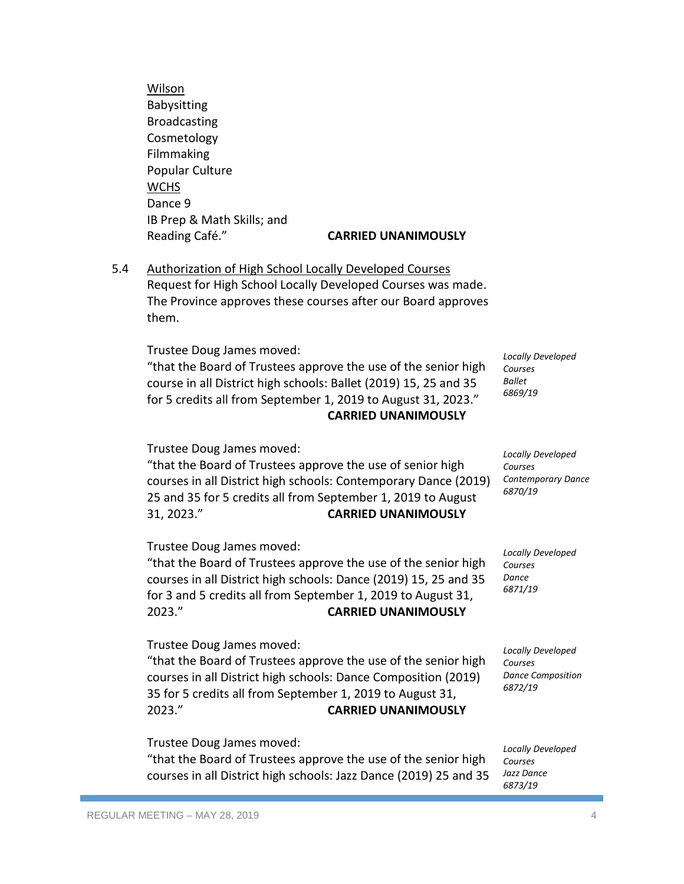Wilson
Babysitting
Broadcasting
Cosmetology
Filmmaking
Popular Culture
WCHS
Dance 9
IB Prep & Math Skills; and
Reading Café." **CARRIED UNANIMOUSLY**

5.4 Authorization of High School Locally Developed Courses

Request for High School Locally Developed Courses was made. The Province approves these courses after our Board approves them.

Trustee Doug James moved:
"that the Board of Trustees approve the use of the senior high course in all District high schools: Ballet (2019) 15, 25 and 35 for 5 credits all from September 1, 2019 to August 31, 2023." **CARRIED UNANIMOUSLY**

*Locally Developed Courses Ballet 6869/19*

Trustee Doug James moved:
"that the Board of Trustees approve the use of senior high courses in all District high schools: Contemporary Dance (2019) 25 and 35 for 5 credits all from September 1, 2019 to August 31, 2023." **CARRIED UNANIMOUSLY**

*Locally Developed Courses Contemporary Dance 6870/19*

Trustee Doug James moved:
"that the Board of Trustees approve the use of the senior high courses in all District high schools: Dance (2019) 15, 25 and 35 for 3 and 5 credits all from September 1, 2019 to August 31, 2023." **CARRIED UNANIMOUSLY**

*Locally Developed Courses Dance 6871/19*

Trustee Doug James moved:
"that the Board of Trustees approve the use of the senior high courses in all District high schools: Dance Composition (2019) 35 for 5 credits all from September 1, 2019 to August 31, 2023." **CARRIED UNANIMOUSLY**

*Locally Developed Courses Dance Composition 6872/19*

Trustee Doug James moved:
"that the Board of Trustees approve the use of the senior high courses in all District high schools: Jazz Dance (2019) 25 and 35

*Locally Developed Courses Jazz Dance 6873/19*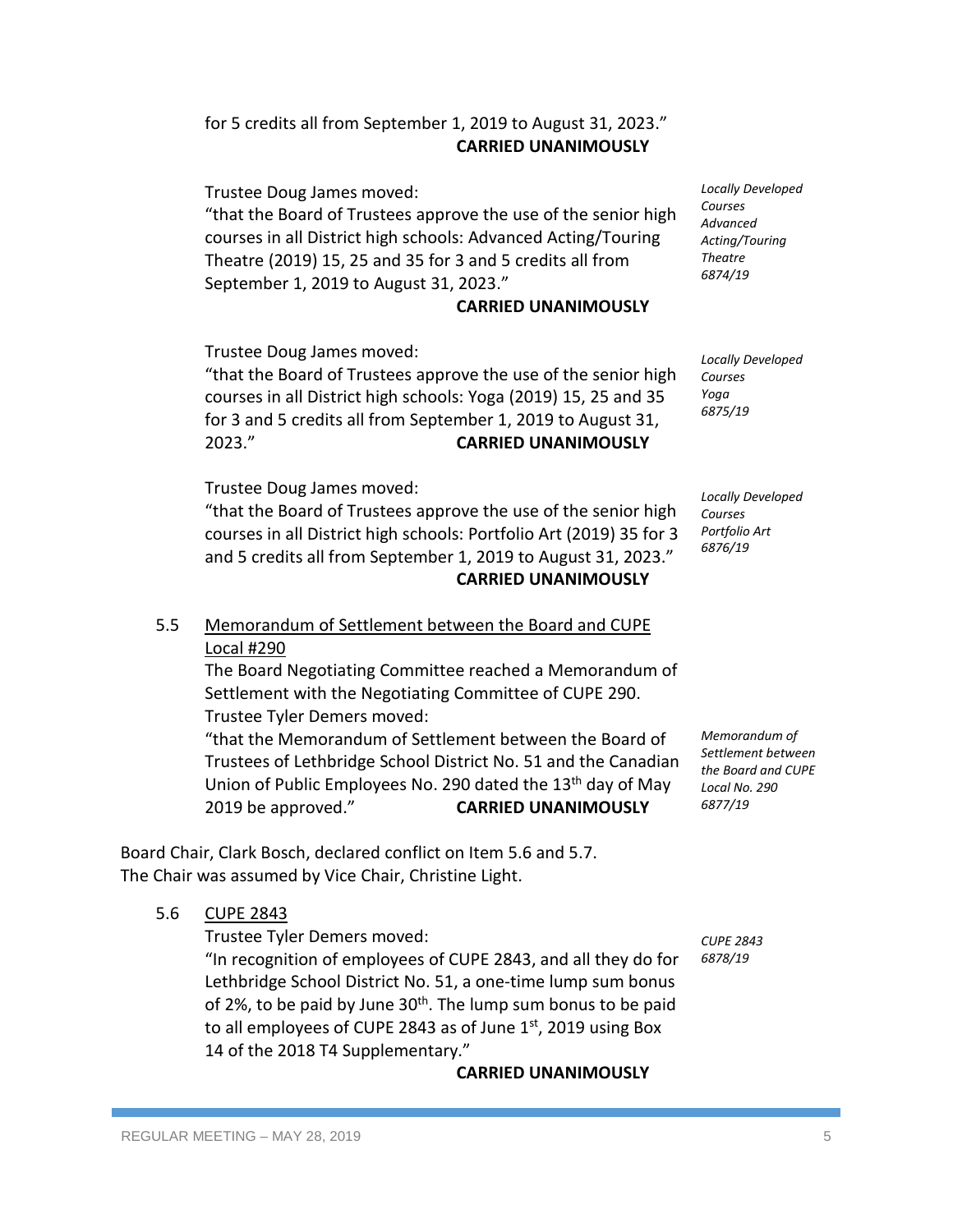for 5 credits all from September 1, 2019 to August 31, 2023."
**CARRIED UNANIMOUSLY**

Trustee Doug James moved:
"that the Board of Trustees approve the use of the senior high courses in all District high schools: Advanced Acting/Touring Theatre (2019) 15, 25 and 35 for 3 and 5 credits all from September 1, 2019 to August 31, 2023."
**CARRIED UNANIMOUSLY**

*Locally Developed Courses Advanced Acting/Touring Theatre 6874/19*

Trustee Doug James moved:
"that the Board of Trustees approve the use of the senior high courses in all District high schools: Yoga (2019) 15, 25 and 35 for 3 and 5 credits all from September 1, 2019 to August 31, 2023." **CARRIED UNANIMOUSLY**

*Locally Developed Courses Yoga 6875/19*

Trustee Doug James moved:
"that the Board of Trustees approve the use of the senior high courses in all District high schools: Portfolio Art (2019) 35 for 3 and 5 credits all from September 1, 2019 to August 31, 2023."
**CARRIED UNANIMOUSLY**

*Locally Developed Courses Portfolio Art 6876/19*

5.5 Memorandum of Settlement between the Board and CUPE Local #290

The Board Negotiating Committee reached a Memorandum of Settlement with the Negotiating Committee of CUPE 290.
Trustee Tyler Demers moved:
"that the Memorandum of Settlement between the Board of Trustees of Lethbridge School District No. 51 and the Canadian Union of Public Employees No. 290 dated the 13th day of May 2019 be approved." **CARRIED UNANIMOUSLY**

*Memorandum of Settlement between the Board and CUPE Local No. 290 6877/19*

Board Chair, Clark Bosch, declared conflict on Item 5.6 and 5.7.
The Chair was assumed by Vice Chair, Christine Light.

5.6 CUPE 2843

Trustee Tyler Demers moved:
"In recognition of employees of CUPE 2843, and all they do for Lethbridge School District No. 51, a one-time lump sum bonus of 2%, to be paid by June 30th. The lump sum bonus to be paid to all employees of CUPE 2843 as of June 1st, 2019 using Box 14 of the 2018 T4 Supplementary."
**CARRIED UNANIMOUSLY**

*CUPE 2843 6878/19*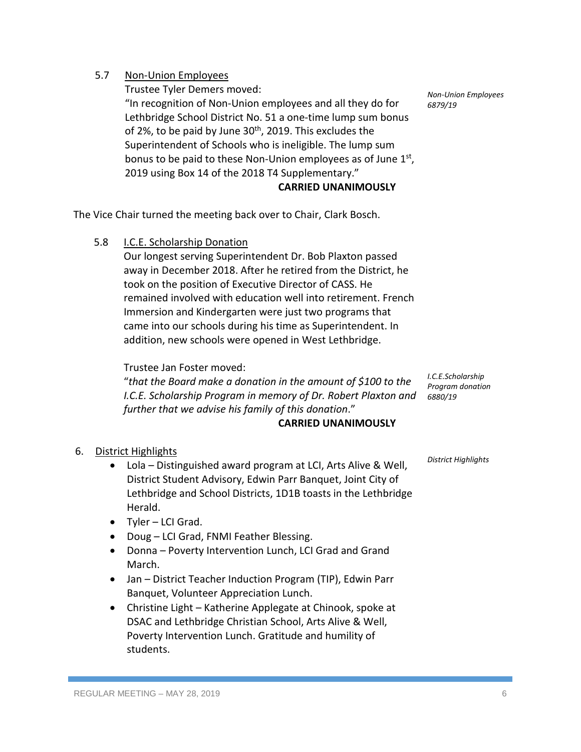### 5.7 Non-Union Employees

*Non-Union Employees 6879/19*

Trustee Tyler Demers moved:

"In recognition of Non-Union employees and all they do for Lethbridge School District No. 51 a one-time lump sum bonus of 2%, to be paid by June 30th, 2019. This excludes the Superintendent of Schools who is ineligible. The lump sum bonus to be paid to these Non-Union employees as of June 1st, 2019 using Box 14 of the 2018 T4 Supplementary."

**CARRIED UNANIMOUSLY**

The Vice Chair turned the meeting back over to Chair, Clark Bosch.

### 5.8 I.C.E. Scholarship Donation

Our longest serving Superintendent Dr. Bob Plaxton passed away in December 2018. After he retired from the District, he took on the position of Executive Director of CASS. He remained involved with education well into retirement. French Immersion and Kindergarten were just two programs that came into our schools during his time as Superintendent. In addition, new schools were opened in West Lethbridge.

*I.C.E.Scholarship Program donation 6880/19*

Trustee Jan Foster moved:

"*that the Board make a donation in the amount of $100 to the I.C.E. Scholarship Program in memory of Dr. Robert Plaxton and further that we advise his family of this donation*."

**CARRIED UNANIMOUSLY**

## 6. District Highlights

*District Highlights*

- Lola – Distinguished award program at LCI, Arts Alive & Well, District Student Advisory, Edwin Parr Banquet, Joint City of Lethbridge and School Districts, 1D1B toasts in the Lethbridge Herald.
- Tyler – LCI Grad.
- Doug – LCI Grad, FNMI Feather Blessing.
- Donna – Poverty Intervention Lunch, LCI Grad and Grand March.
- Jan – District Teacher Induction Program (TIP), Edwin Parr Banquet, Volunteer Appreciation Lunch.
- Christine Light – Katherine Applegate at Chinook, spoke at DSAC and Lethbridge Christian School, Arts Alive & Well, Poverty Intervention Lunch. Gratitude and humility of students.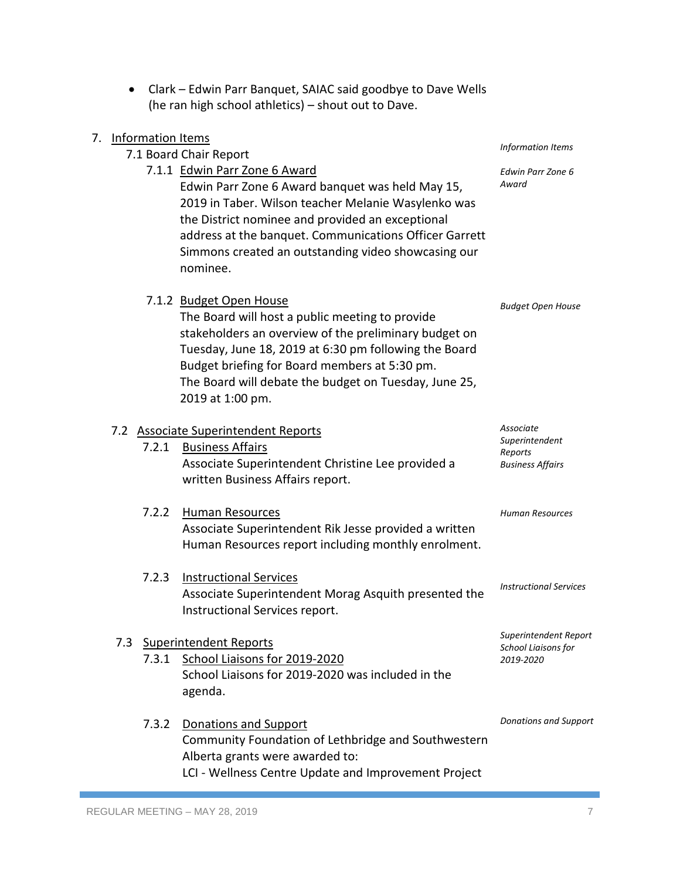- Clark – Edwin Parr Banquet, SAIAC said goodbye to Dave Wells (he ran high school athletics) – shout out to Dave.

7. Information Items

*Information Items*

7.1 Board Chair Report

7.1.1 Edwin Parr Zone 6 Award

*Edwin Parr Zone 6 Award*

Edwin Parr Zone 6 Award banquet was held May 15, 2019 in Taber. Wilson teacher Melanie Wasylenko was the District nominee and provided an exceptional address at the banquet. Communications Officer Garrett Simmons created an outstanding video showcasing our nominee.

7.1.2 Budget Open House

*Budget Open House*

The Board will host a public meeting to provide stakeholders an overview of the preliminary budget on Tuesday, June 18, 2019 at 6:30 pm following the Board Budget briefing for Board members at 5:30 pm.
The Board will debate the budget on Tuesday, June 25, 2019 at 1:00 pm.

7.2 Associate Superintendent Reports

*Associate Superintendent Reports*

7.2.1 Business Affairs

*Business Affairs*

Associate Superintendent Christine Lee provided a written Business Affairs report.

7.2.2 Human Resources

*Human Resources*

Associate Superintendent Rik Jesse provided a written Human Resources report including monthly enrolment.

7.2.3 Instructional Services

*Instructional Services*

Associate Superintendent Morag Asquith presented the Instructional Services report.

7.3 Superintendent Reports

*Superintendent Report*

7.3.1 School Liaisons for 2019-2020

*School Liaisons for 2019-2020*

School Liaisons for 2019-2020 was included in the agenda.

7.3.2 Donations and Support

*Donations and Support*

Community Foundation of Lethbridge and Southwestern Alberta grants were awarded to:
LCI - Wellness Centre Update and Improvement Project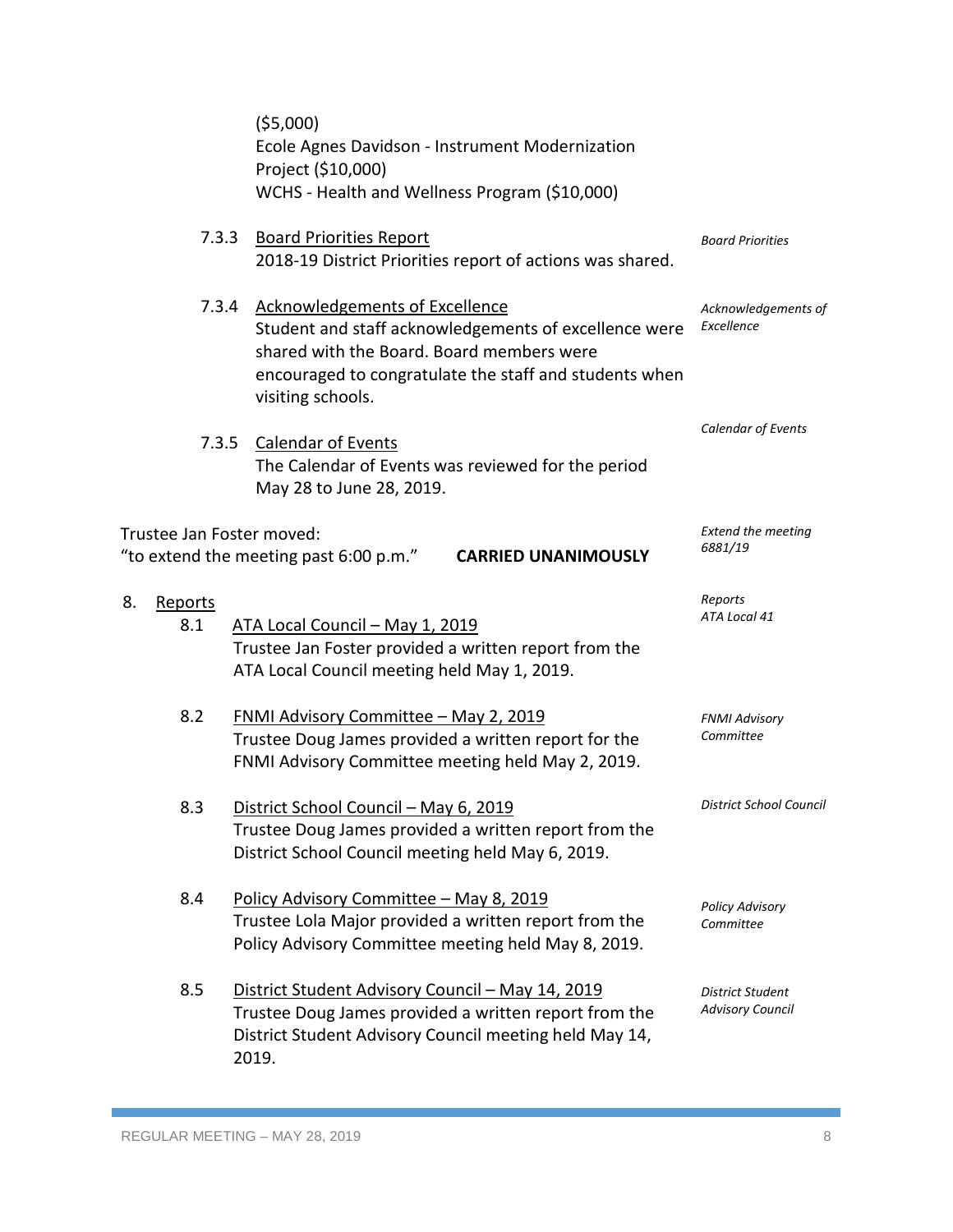($5,000)
Ecole Agnes Davidson - Instrument Modernization Project ($10,000)
WCHS - Health and Wellness Program ($10,000)

7.3.3 Board Priorities Report
2018-19 District Priorities report of actions was shared.

*Board Priorities*

7.3.4 Acknowledgements of Excellence
Student and staff acknowledgements of excellence were shared with the Board. Board members were encouraged to congratulate the staff and students when visiting schools.

*Acknowledgements of Excellence*

7.3.5 Calendar of Events
The Calendar of Events was reviewed for the period May 28 to June 28, 2019.

*Calendar of Events*

Trustee Jan Foster moved:
"to extend the meeting past 6:00 p.m." **CARRIED UNANIMOUSLY**

*Extend the meeting 6881/19*

8. Reports

*Reports ATA Local 41*

8.1 ATA Local Council – May 1, 2019
Trustee Jan Foster provided a written report from the ATA Local Council meeting held May 1, 2019.

8.2 FNMI Advisory Committee – May 2, 2019
Trustee Doug James provided a written report for the FNMI Advisory Committee meeting held May 2, 2019.

*FNMI Advisory Committee*

8.3 District School Council – May 6, 2019
Trustee Doug James provided a written report from the District School Council meeting held May 6, 2019.

*District School Council*

8.4 Policy Advisory Committee – May 8, 2019
Trustee Lola Major provided a written report from the Policy Advisory Committee meeting held May 8, 2019.

*Policy Advisory Committee*

8.5 District Student Advisory Council – May 14, 2019
Trustee Doug James provided a written report from the District Student Advisory Council meeting held May 14, 2019.

*District Student Advisory Council*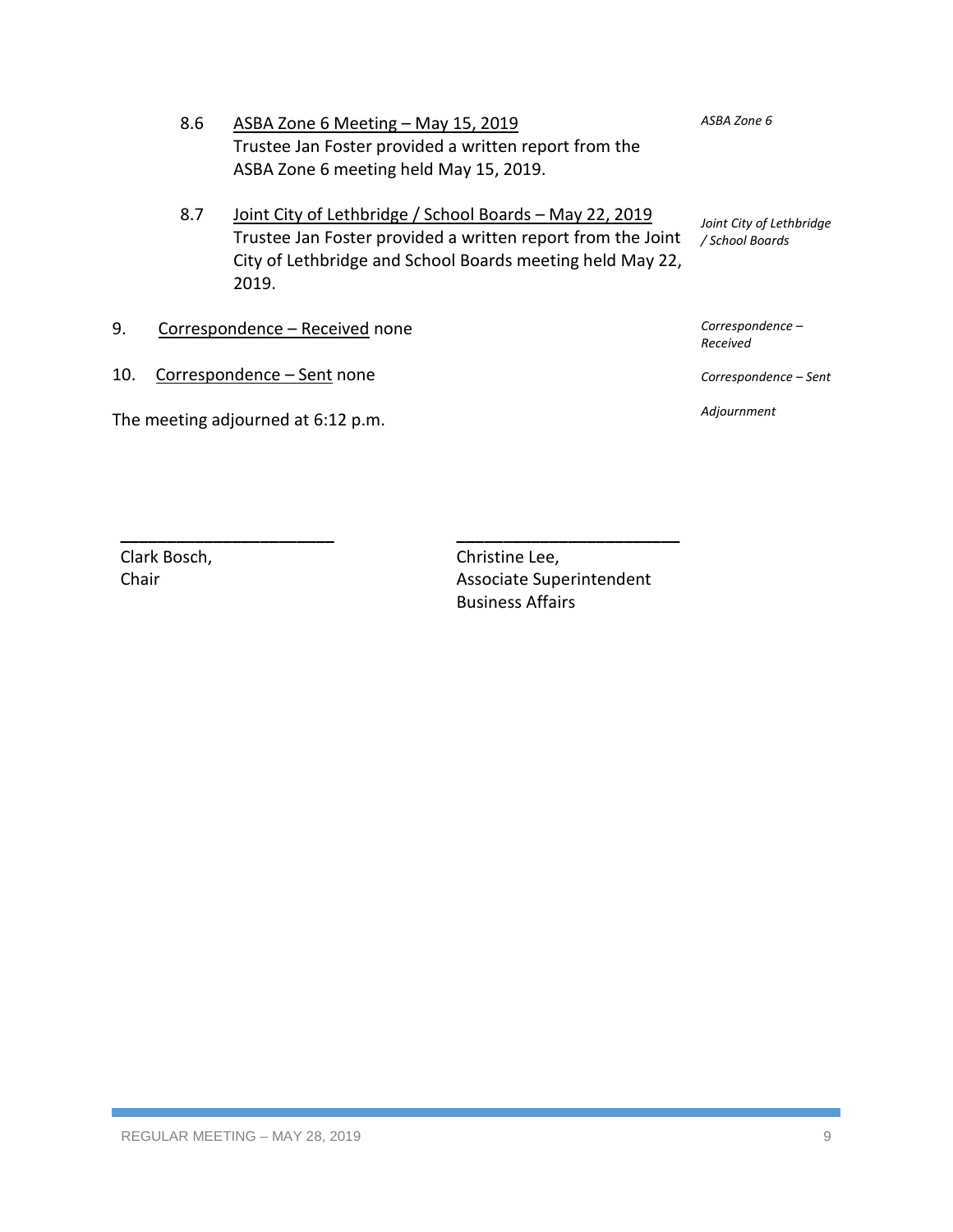8.6 ASBA Zone 6 Meeting – May 15, 2019
Trustee Jan Foster provided a written report from the ASBA Zone 6 meeting held May 15, 2019.

*ASBA Zone 6*

8.7 Joint City of Lethbridge / School Boards – May 22, 2019
Trustee Jan Foster provided a written report from the Joint City of Lethbridge and School Boards meeting held May 22, 2019.

*Joint City of Lethbridge / School Boards*

9. Correspondence – Received none

*Correspondence – Received*

10. Correspondence – Sent none

*Correspondence – Sent*

*Adjournment*

The meeting adjourned at 6:12 p.m.

\_\_\_\_\_\_\_\_\_\_\_\_\_\_\_\_\_\_\_\_\_\_\_
Clark Bosch,
Chair

\_\_\_\_\_\_\_\_\_\_\_\_\_\_\_\_\_\_\_\_\_\_\_
Christine Lee,
Associate Superintendent
Business Affairs